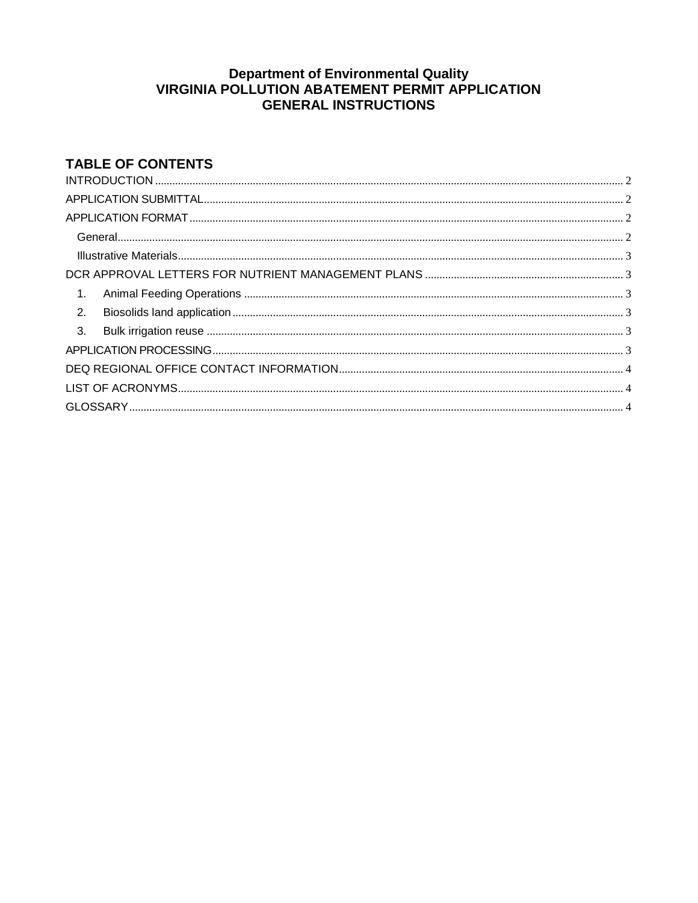# Department of Environmental Quality
# VIRGINIA POLLUTION ABATEMENT PERMIT APPLICATION
# GENERAL INSTRUCTIONS

## TABLE OF CONTENTS

INTRODUCTION ..... 2
APPLICATION SUBMITTAL ..... 2
APPLICATION FORMAT ..... 2
- General ..... 2
- Illustrative Materials ..... 3

DCR APPROVAL LETTERS FOR NUTRIENT MANAGEMENT PLANS ..... 3
1. Animal Feeding Operations ..... 3
2. Biosolids land application ..... 3
3. Bulk irrigation reuse ..... 3

APPLICATION PROCESSING ..... 3
DEQ REGIONAL OFFICE CONTACT INFORMATION ..... 4
LIST OF ACRONYMS ..... 4
GLOSSARY ..... 4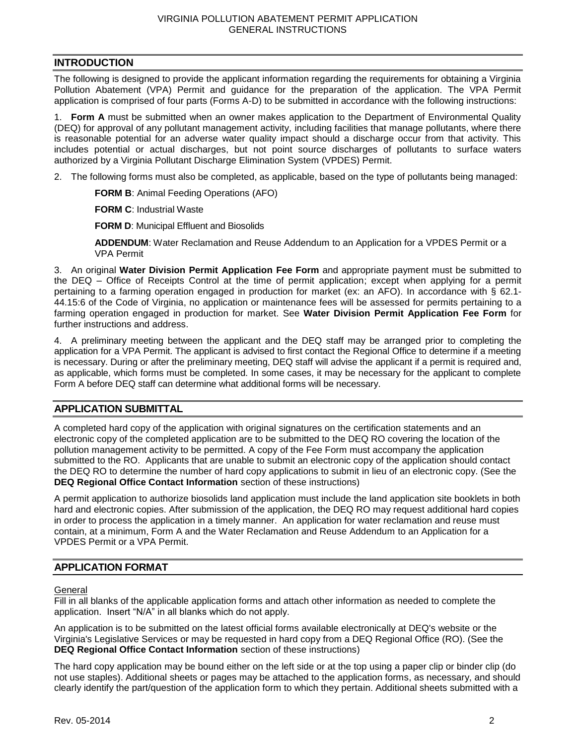## INTRODUCTION

The following is designed to provide the applicant information regarding the requirements for obtaining a Virginia Pollution Abatement (VPA) Permit and guidance for the preparation of the application. The VPA Permit application is comprised of four parts (Forms A-D) to be submitted in accordance with the following instructions:

1. **Form A** must be submitted when an owner makes application to the Department of Environmental Quality (DEQ) for approval of any pollutant management activity, including facilities that manage pollutants, where there is reasonable potential for an adverse water quality impact should a discharge occur from that activity. This includes potential or actual discharges, but not point source discharges of pollutants to surface waters authorized by a Virginia Pollutant Discharge Elimination System (VPDES) Permit.

2. The following forms must also be completed, as applicable, based on the type of pollutants being managed:

   **FORM B**: Animal Feeding Operations (AFO)

   **FORM C**: Industrial Waste

   **FORM D**: Municipal Effluent and Biosolids

   **ADDENDUM**: Water Reclamation and Reuse Addendum to an Application for a VPDES Permit or a VPA Permit

3. An original **Water Division Permit Application Fee Form** and appropriate payment must be submitted to the DEQ – Office of Receipts Control at the time of permit application; except when applying for a permit pertaining to a farming operation engaged in production for market (ex: an AFO). In accordance with § 62.1-44.15:6 of the Code of Virginia, no application or maintenance fees will be assessed for permits pertaining to a farming operation engaged in production for market. See **Water Division Permit Application Fee Form** for further instructions and address.

4. A preliminary meeting between the applicant and the DEQ staff may be arranged prior to completing the application for a VPA Permit. The applicant is advised to first contact the Regional Office to determine if a meeting is necessary. During or after the preliminary meeting, DEQ staff will advise the applicant if a permit is required and, as applicable, which forms must be completed. In some cases, it may be necessary for the applicant to complete Form A before DEQ staff can determine what additional forms will be necessary.

## APPLICATION SUBMITTAL

A completed hard copy of the application with original signatures on the certification statements and an electronic copy of the completed application are to be submitted to the DEQ RO covering the location of the pollution management activity to be permitted. A copy of the Fee Form must accompany the application submitted to the RO. Applicants that are unable to submit an electronic copy of the application should contact the DEQ RO to determine the number of hard copy applications to submit in lieu of an electronic copy. (See the **DEQ Regional Office Contact Information** section of these instructions)

A permit application to authorize biosolids land application must include the land application site booklets in both hard and electronic copies. After submission of the application, the DEQ RO may request additional hard copies in order to process the application in a timely manner. An application for water reclamation and reuse must contain, at a minimum, Form A and the Water Reclamation and Reuse Addendum to an Application for a VPDES Permit or a VPA Permit.

## APPLICATION FORMAT

General

Fill in all blanks of the applicable application forms and attach other information as needed to complete the application. Insert "N/A" in all blanks which do not apply.

An application is to be submitted on the latest official forms available electronically at DEQ's website or the Virginia's Legislative Services or may be requested in hard copy from a DEQ Regional Office (RO). (See the **DEQ Regional Office Contact Information** section of these instructions)

The hard copy application may be bound either on the left side or at the top using a paper clip or binder clip (do not use staples). Additional sheets or pages may be attached to the application forms, as necessary, and should clearly identify the part/question of the application form to which they pertain. Additional sheets submitted with a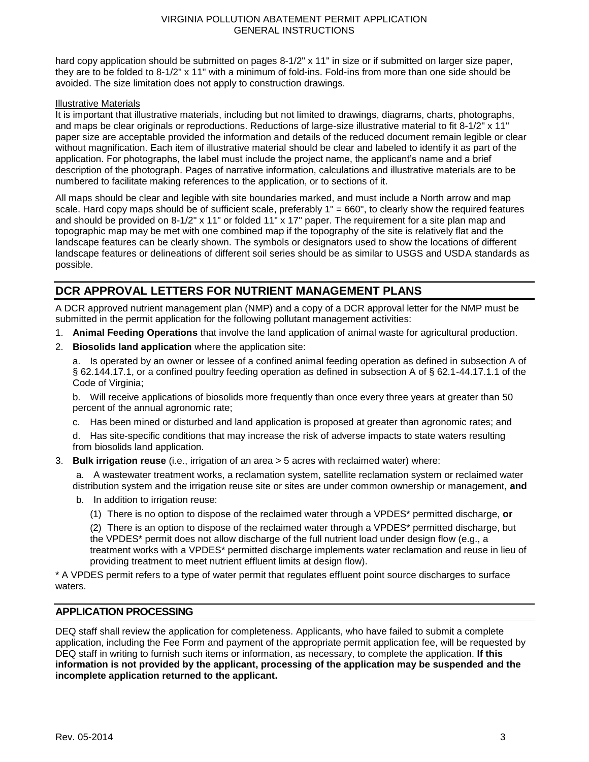hard copy application should be submitted on pages 8-1/2" x 11" in size or if submitted on larger size paper, they are to be folded to 8-1/2" x 11" with a minimum of fold-ins. Fold-ins from more than one side should be avoided. The size limitation does not apply to construction drawings.

Illustrative Materials

It is important that illustrative materials, including but not limited to drawings, diagrams, charts, photographs, and maps be clear originals or reproductions. Reductions of large-size illustrative material to fit 8-1/2" x 11" paper size are acceptable provided the information and details of the reduced document remain legible or clear without magnification. Each item of illustrative material should be clear and labeled to identify it as part of the application. For photographs, the label must include the project name, the applicant's name and a brief description of the photograph. Pages of narrative information, calculations and illustrative materials are to be numbered to facilitate making references to the application, or to sections of it.

All maps should be clear and legible with site boundaries marked, and must include a North arrow and map scale. Hard copy maps should be of sufficient scale, preferably 1" = 660", to clearly show the required features and should be provided on 8-1/2" x 11" or folded 11" x 17" paper. The requirement for a site plan map and topographic map may be met with one combined map if the topography of the site is relatively flat and the landscape features can be clearly shown. The symbols or designators used to show the locations of different landscape features or delineations of different soil series should be as similar to USGS and USDA standards as possible.

## DCR APPROVAL LETTERS FOR NUTRIENT MANAGEMENT PLANS

A DCR approved nutrient management plan (NMP) and a copy of a DCR approval letter for the NMP must be submitted in the permit application for the following pollutant management activities:

1. **Animal Feeding Operations** that involve the land application of animal waste for agricultural production.
2. **Biosolids land application** where the application site:

   a. Is operated by an owner or lessee of a confined animal feeding operation as defined in subsection A of § 62.144.17.1, or a confined poultry feeding operation as defined in subsection A of § 62.1-44.17.1.1 of the Code of Virginia;

   b. Will receive applications of biosolids more frequently than once every three years at greater than 50 percent of the annual agronomic rate;

   c. Has been mined or disturbed and land application is proposed at greater than agronomic rates; and

   d. Has site-specific conditions that may increase the risk of adverse impacts to state waters resulting from biosolids land application.
3. **Bulk irrigation reuse** (i.e., irrigation of an area > 5 acres with reclaimed water) where:

   a. A wastewater treatment works, a reclamation system, satellite reclamation system or reclaimed water distribution system and the irrigation reuse site or sites are under common ownership or management, **and**

   b. In addition to irrigation reuse:

      (1) There is no option to dispose of the reclaimed water through a VPDES* permitted discharge, **or**

      (2) There is an option to dispose of the reclaimed water through a VPDES* permitted discharge, but the VPDES* permit does not allow discharge of the full nutrient load under design flow (e.g., a treatment works with a VPDES* permitted discharge implements water reclamation and reuse in lieu of providing treatment to meet nutrient effluent limits at design flow).

* A VPDES permit refers to a type of water permit that regulates effluent point source discharges to surface waters.

## APPLICATION PROCESSING

DEQ staff shall review the application for completeness. Applicants, who have failed to submit a complete application, including the Fee Form and payment of the appropriate permit application fee, will be requested by DEQ staff in writing to furnish such items or information, as necessary, to complete the application. **If this information is not provided by the applicant, processing of the application may be suspended and the incomplete application returned to the applicant.**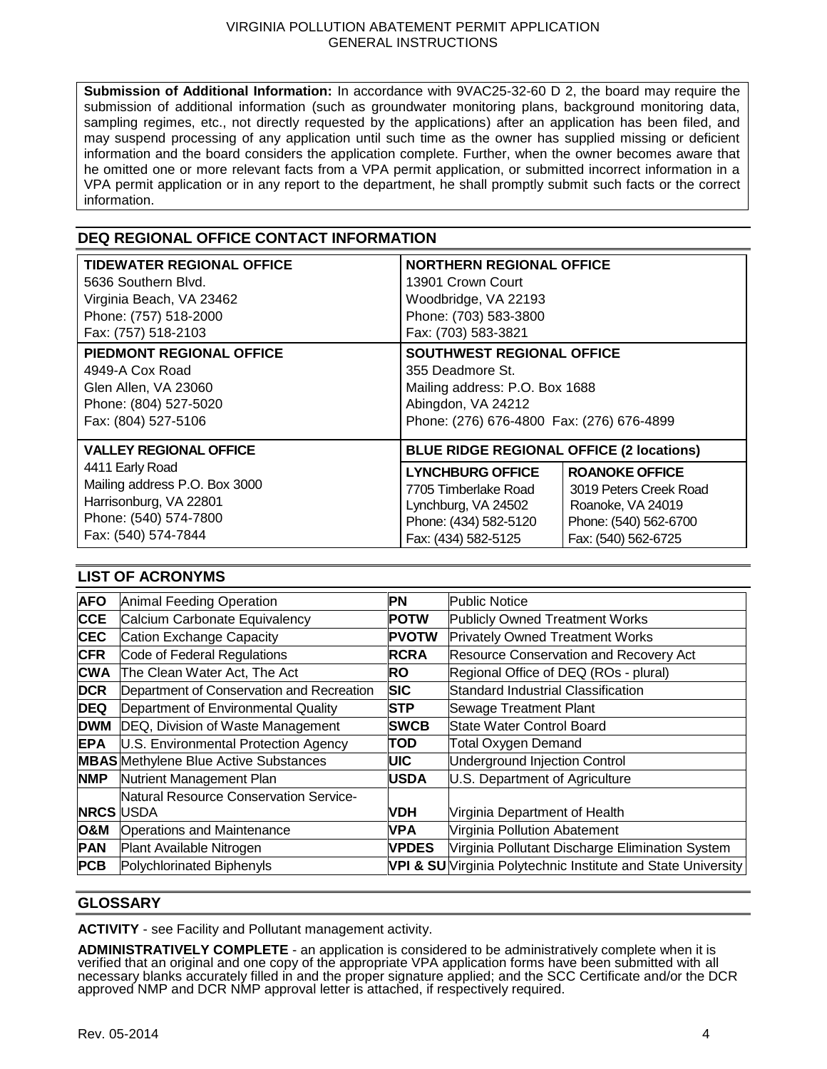**Submission of Additional Information:** In accordance with 9VAC25-32-60 D 2, the board may require the submission of additional information (such as groundwater monitoring plans, background monitoring data, sampling regimes, etc., not directly requested by the applications) after an application has been filed, and may suspend processing of any application until such time as the owner has supplied missing or deficient information and the board considers the application complete. Further, when the owner becomes aware that he omitted one or more relevant facts from a VPA permit application, or submitted incorrect information in a VPA permit application or in any report to the department, he shall promptly submit such facts or the correct information.

## DEQ REGIONAL OFFICE CONTACT INFORMATION

| **TIDEWATER REGIONAL OFFICE**<br>5636 Southern Blvd.<br>Virginia Beach, VA 23462<br>Phone: (757) 518-2000<br>Fax: (757) 518-2103 | **NORTHERN REGIONAL OFFICE**<br>13901 Crown Court<br>Woodbridge, VA 22193<br>Phone: (703) 583-3800<br>Fax: (703) 583-3821 | |
|---|---|---|
| **PIEDMONT REGIONAL OFFICE**<br>4949-A Cox Road<br>Glen Allen, VA 23060<br>Phone: (804) 527-5020<br>Fax: (804) 527-5106 | **SOUTHWEST REGIONAL OFFICE**<br>355 Deadmore St.<br>Mailing address: P.O. Box 1688<br>Abingdon, VA 24212<br>Phone: (276) 676-4800 Fax: (276) 676-4899 | |
| **VALLEY REGIONAL OFFICE**<br>4411 Early Road<br>Mailing address P.O. Box 3000<br>Harrisonburg, VA 22801<br>Phone: (540) 574-7800<br>Fax: (540) 574-7844 | **BLUE RIDGE REGIONAL OFFICE (2 locations)**<br>**LYNCHBURG OFFICE**<br>7705 Timberlake Road<br>Lynchburg, VA 24502<br>Phone: (434) 582-5120<br>Fax: (434) 582-5125 | <br>**ROANOKE OFFICE**<br>3019 Peters Creek Road<br>Roanoke, VA 24019<br>Phone: (540) 562-6700<br>Fax: (540) 562-6725 |

## LIST OF ACRONYMS

| | | | |
|---|---|---|---|
| **AFO** | Animal Feeding Operation | **PN** | Public Notice |
| **CCE** | Calcium Carbonate Equivalency | **POTW** | Publicly Owned Treatment Works |
| **CEC** | Cation Exchange Capacity | **PVOTW** | Privately Owned Treatment Works |
| **CFR** | Code of Federal Regulations | **RCRA** | Resource Conservation and Recovery Act |
| **CWA** | The Clean Water Act, The Act | **RO** | Regional Office of DEQ (ROs - plural) |
| **DCR** | Department of Conservation and Recreation | **SIC** | Standard Industrial Classification |
| **DEQ** | Department of Environmental Quality | **STP** | Sewage Treatment Plant |
| **DWM** | DEQ, Division of Waste Management | **SWCB** | State Water Control Board |
| **EPA** | U.S. Environmental Protection Agency | **TOD** | Total Oxygen Demand |
| **MBAS** | Methylene Blue Active Substances | **UIC** | Underground Injection Control |
| **NMP** | Nutrient Management Plan | **USDA** | U.S. Department of Agriculture |
| **NRCS** | Natural Resource Conservation Service-USDA | **VDH** | Virginia Department of Health |
| **O&M** | Operations and Maintenance | **VPA** | Virginia Pollution Abatement |
| **PAN** | Plant Available Nitrogen | **VPDES** | Virginia Pollutant Discharge Elimination System |
| **PCB** | Polychlorinated Biphenyls | **VPI & SU** | Virginia Polytechnic Institute and State University |

## GLOSSARY

**ACTIVITY** - see Facility and Pollutant management activity.

**ADMINISTRATIVELY COMPLETE** - an application is considered to be administratively complete when it is verified that an original and one copy of the appropriate VPA application forms have been submitted with all necessary blanks accurately filled in and the proper signature applied; and the SCC Certificate and/or the DCR approved NMP and DCR NMP approval letter is attached, if respectively required.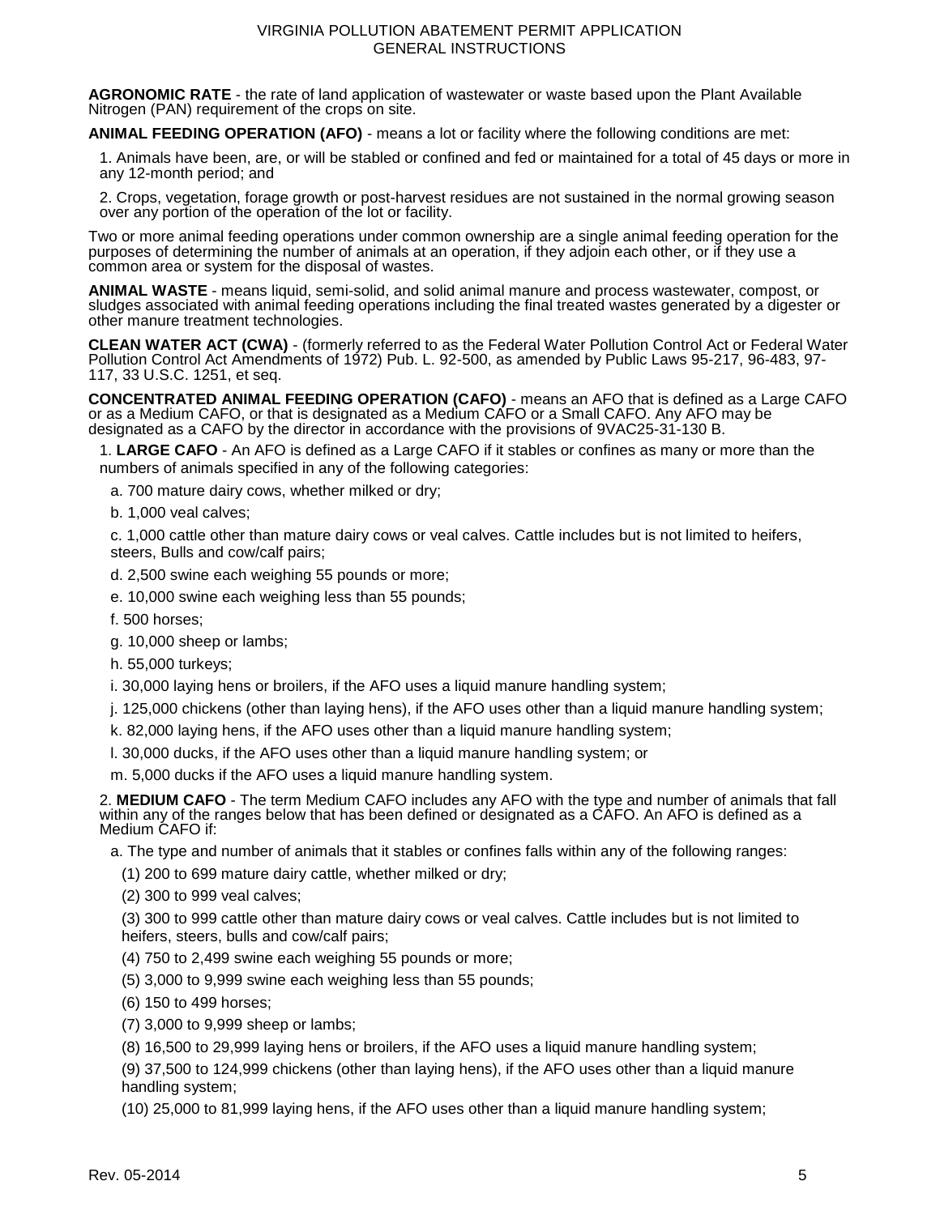**AGRONOMIC RATE** - the rate of land application of wastewater or waste based upon the Plant Available Nitrogen (PAN) requirement of the crops on site.

**ANIMAL FEEDING OPERATION (AFO)** - means a lot or facility where the following conditions are met:

1. Animals have been, are, or will be stabled or confined and fed or maintained for a total of 45 days or more in any 12-month period; and

2. Crops, vegetation, forage growth or post-harvest residues are not sustained in the normal growing season over any portion of the operation of the lot or facility.

Two or more animal feeding operations under common ownership are a single animal feeding operation for the purposes of determining the number of animals at an operation, if they adjoin each other, or if they use a common area or system for the disposal of wastes.

**ANIMAL WASTE** - means liquid, semi-solid, and solid animal manure and process wastewater, compost, or sludges associated with animal feeding operations including the final treated wastes generated by a digester or other manure treatment technologies.

**CLEAN WATER ACT (CWA)** - (formerly referred to as the Federal Water Pollution Control Act or Federal Water Pollution Control Act Amendments of 1972) Pub. L. 92-500, as amended by Public Laws 95-217, 96-483, 97-117, 33 U.S.C. 1251, et seq.

**CONCENTRATED ANIMAL FEEDING OPERATION (CAFO)** - means an AFO that is defined as a Large CAFO or as a Medium CAFO, or that is designated as a Medium CAFO or a Small CAFO. Any AFO may be designated as a CAFO by the director in accordance with the provisions of 9VAC25-31-130 B.

1. **LARGE CAFO** - An AFO is defined as a Large CAFO if it stables or confines as many or more than the numbers of animals specified in any of the following categories:

   a. 700 mature dairy cows, whether milked or dry;

   b. 1,000 veal calves;

   c. 1,000 cattle other than mature dairy cows or veal calves. Cattle includes but is not limited to heifers, steers, Bulls and cow/calf pairs;

   d. 2,500 swine each weighing 55 pounds or more;

   e. 10,000 swine each weighing less than 55 pounds;

   f. 500 horses;

   g. 10,000 sheep or lambs;

   h. 55,000 turkeys;

   i. 30,000 laying hens or broilers, if the AFO uses a liquid manure handling system;

   j. 125,000 chickens (other than laying hens), if the AFO uses other than a liquid manure handling system;

   k. 82,000 laying hens, if the AFO uses other than a liquid manure handling system;

   l. 30,000 ducks, if the AFO uses other than a liquid manure handling system; or

   m. 5,000 ducks if the AFO uses a liquid manure handling system.

2. **MEDIUM CAFO** - The term Medium CAFO includes any AFO with the type and number of animals that fall within any of the ranges below that has been defined or designated as a CAFO. An AFO is defined as a Medium CAFO if:

   a. The type and number of animals that it stables or confines falls within any of the following ranges:

      (1) 200 to 699 mature dairy cattle, whether milked or dry;

      (2) 300 to 999 veal calves;

      (3) 300 to 999 cattle other than mature dairy cows or veal calves. Cattle includes but is not limited to heifers, steers, bulls and cow/calf pairs;

      (4) 750 to 2,499 swine each weighing 55 pounds or more;

      (5) 3,000 to 9,999 swine each weighing less than 55 pounds;

      (6) 150 to 499 horses;

      (7) 3,000 to 9,999 sheep or lambs;

      (8) 16,500 to 29,999 laying hens or broilers, if the AFO uses a liquid manure handling system;

      (9) 37,500 to 124,999 chickens (other than laying hens), if the AFO uses other than a liquid manure handling system;

      (10) 25,000 to 81,999 laying hens, if the AFO uses other than a liquid manure handling system;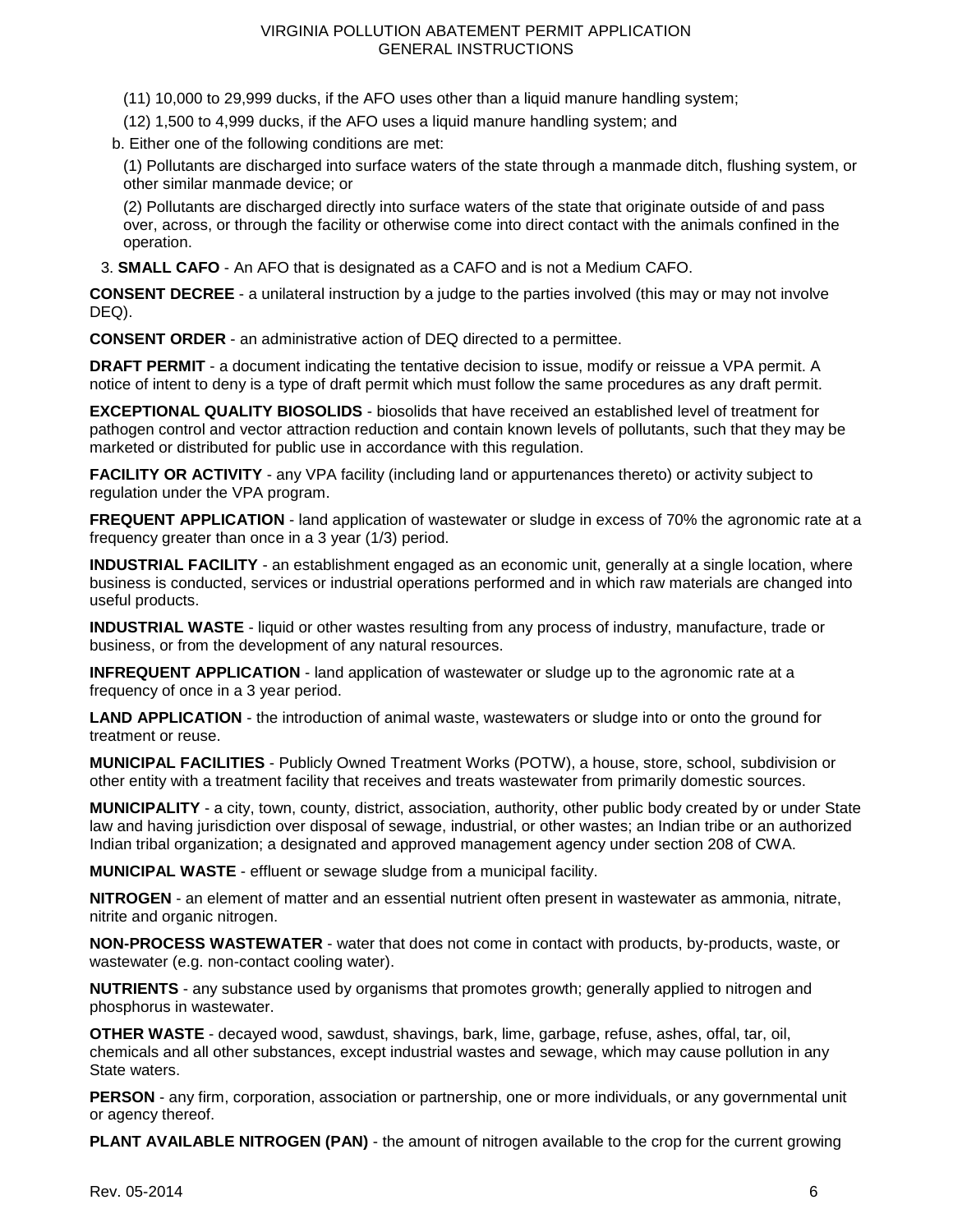(11) 10,000 to 29,999 ducks, if the AFO uses other than a liquid manure handling system;

(12) 1,500 to 4,999 ducks, if the AFO uses a liquid manure handling system; and

b. Either one of the following conditions are met:

(1) Pollutants are discharged into surface waters of the state through a manmade ditch, flushing system, or other similar manmade device; or

(2) Pollutants are discharged directly into surface waters of the state that originate outside of and pass over, across, or through the facility or otherwise come into direct contact with the animals confined in the operation.

3. **SMALL CAFO** - An AFO that is designated as a CAFO and is not a Medium CAFO.

**CONSENT DECREE** - a unilateral instruction by a judge to the parties involved (this may or may not involve DEQ).

**CONSENT ORDER** - an administrative action of DEQ directed to a permittee.

**DRAFT PERMIT** - a document indicating the tentative decision to issue, modify or reissue a VPA permit. A notice of intent to deny is a type of draft permit which must follow the same procedures as any draft permit.

**EXCEPTIONAL QUALITY BIOSOLIDS** - biosolids that have received an established level of treatment for pathogen control and vector attraction reduction and contain known levels of pollutants, such that they may be marketed or distributed for public use in accordance with this regulation.

**FACILITY OR ACTIVITY** - any VPA facility (including land or appurtenances thereto) or activity subject to regulation under the VPA program.

**FREQUENT APPLICATION** - land application of wastewater or sludge in excess of 70% the agronomic rate at a frequency greater than once in a 3 year (1/3) period.

**INDUSTRIAL FACILITY** - an establishment engaged as an economic unit, generally at a single location, where business is conducted, services or industrial operations performed and in which raw materials are changed into useful products.

**INDUSTRIAL WASTE** - liquid or other wastes resulting from any process of industry, manufacture, trade or business, or from the development of any natural resources.

**INFREQUENT APPLICATION** - land application of wastewater or sludge up to the agronomic rate at a frequency of once in a 3 year period.

**LAND APPLICATION** - the introduction of animal waste, wastewaters or sludge into or onto the ground for treatment or reuse.

**MUNICIPAL FACILITIES** - Publicly Owned Treatment Works (POTW), a house, store, school, subdivision or other entity with a treatment facility that receives and treats wastewater from primarily domestic sources.

**MUNICIPALITY** - a city, town, county, district, association, authority, other public body created by or under State law and having jurisdiction over disposal of sewage, industrial, or other wastes; an Indian tribe or an authorized Indian tribal organization; a designated and approved management agency under section 208 of CWA.

**MUNICIPAL WASTE** - effluent or sewage sludge from a municipal facility.

**NITROGEN** - an element of matter and an essential nutrient often present in wastewater as ammonia, nitrate, nitrite and organic nitrogen.

**NON-PROCESS WASTEWATER** - water that does not come in contact with products, by-products, waste, or wastewater (e.g. non-contact cooling water).

**NUTRIENTS** - any substance used by organisms that promotes growth; generally applied to nitrogen and phosphorus in wastewater.

**OTHER WASTE** - decayed wood, sawdust, shavings, bark, lime, garbage, refuse, ashes, offal, tar, oil, chemicals and all other substances, except industrial wastes and sewage, which may cause pollution in any State waters.

**PERSON** - any firm, corporation, association or partnership, one or more individuals, or any governmental unit or agency thereof.

**PLANT AVAILABLE NITROGEN (PAN)** - the amount of nitrogen available to the crop for the current growing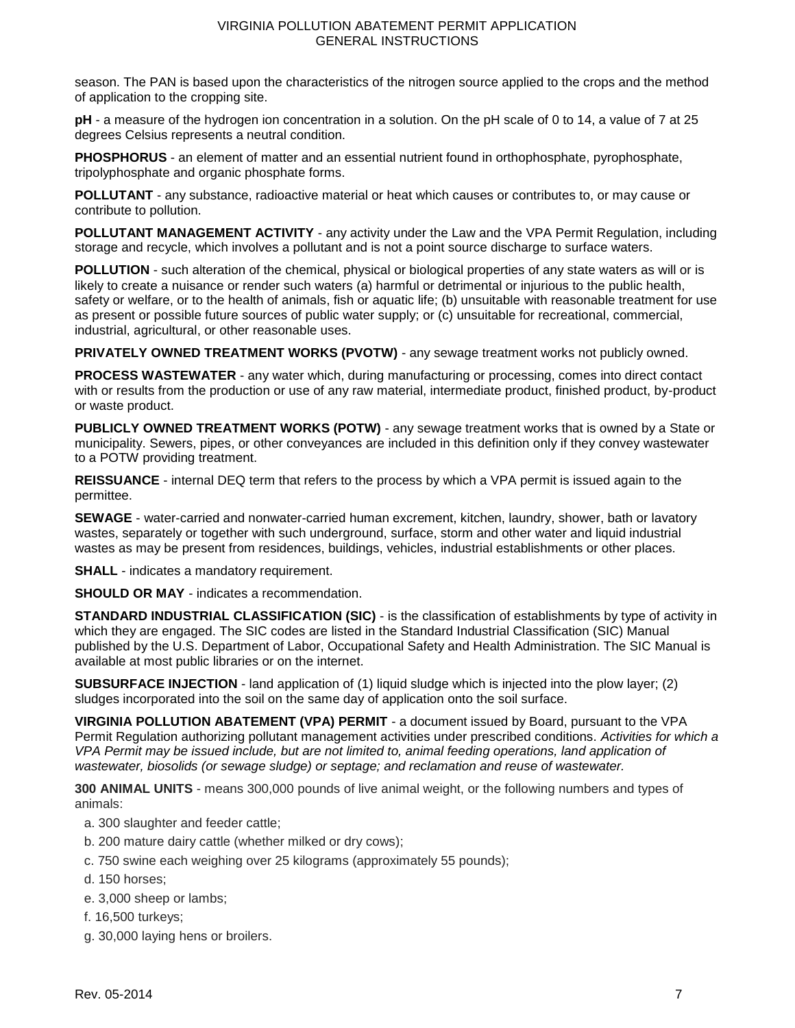season. The PAN is based upon the characteristics of the nitrogen source applied to the crops and the method of application to the cropping site.

**pH** - a measure of the hydrogen ion concentration in a solution. On the pH scale of 0 to 14, a value of 7 at 25 degrees Celsius represents a neutral condition.

**PHOSPHORUS** - an element of matter and an essential nutrient found in orthophosphate, pyrophosphate, tripolyphosphate and organic phosphate forms.

**POLLUTANT** - any substance, radioactive material or heat which causes or contributes to, or may cause or contribute to pollution.

**POLLUTANT MANAGEMENT ACTIVITY** - any activity under the Law and the VPA Permit Regulation, including storage and recycle, which involves a pollutant and is not a point source discharge to surface waters.

**POLLUTION** - such alteration of the chemical, physical or biological properties of any state waters as will or is likely to create a nuisance or render such waters (a) harmful or detrimental or injurious to the public health, safety or welfare, or to the health of animals, fish or aquatic life; (b) unsuitable with reasonable treatment for use as present or possible future sources of public water supply; or (c) unsuitable for recreational, commercial, industrial, agricultural, or other reasonable uses.

**PRIVATELY OWNED TREATMENT WORKS (PVOTW)** - any sewage treatment works not publicly owned.

**PROCESS WASTEWATER** - any water which, during manufacturing or processing, comes into direct contact with or results from the production or use of any raw material, intermediate product, finished product, by-product or waste product.

**PUBLICLY OWNED TREATMENT WORKS (POTW)** - any sewage treatment works that is owned by a State or municipality. Sewers, pipes, or other conveyances are included in this definition only if they convey wastewater to a POTW providing treatment.

**REISSUANCE** - internal DEQ term that refers to the process by which a VPA permit is issued again to the permittee.

**SEWAGE** - water-carried and nonwater-carried human excrement, kitchen, laundry, shower, bath or lavatory wastes, separately or together with such underground, surface, storm and other water and liquid industrial wastes as may be present from residences, buildings, vehicles, industrial establishments or other places.

**SHALL** - indicates a mandatory requirement.

**SHOULD OR MAY** - indicates a recommendation.

**STANDARD INDUSTRIAL CLASSIFICATION (SIC)** - is the classification of establishments by type of activity in which they are engaged. The SIC codes are listed in the Standard Industrial Classification (SIC) Manual published by the U.S. Department of Labor, Occupational Safety and Health Administration. The SIC Manual is available at most public libraries or on the internet.

**SUBSURFACE INJECTION** - land application of (1) liquid sludge which is injected into the plow layer; (2) sludges incorporated into the soil on the same day of application onto the soil surface.

**VIRGINIA POLLUTION ABATEMENT (VPA) PERMIT** - a document issued by Board, pursuant to the VPA Permit Regulation authorizing pollutant management activities under prescribed conditions. *Activities for which a VPA Permit may be issued include, but are not limited to, animal feeding operations, land application of wastewater, biosolids (or sewage sludge) or septage; and reclamation and reuse of wastewater.*

**300 ANIMAL UNITS** - means 300,000 pounds of live animal weight, or the following numbers and types of animals:

a. 300 slaughter and feeder cattle;
b. 200 mature dairy cattle (whether milked or dry cows);
c. 750 swine each weighing over 25 kilograms (approximately 55 pounds);
d. 150 horses;
e. 3,000 sheep or lambs;
f. 16,500 turkeys;
g. 30,000 laying hens or broilers.